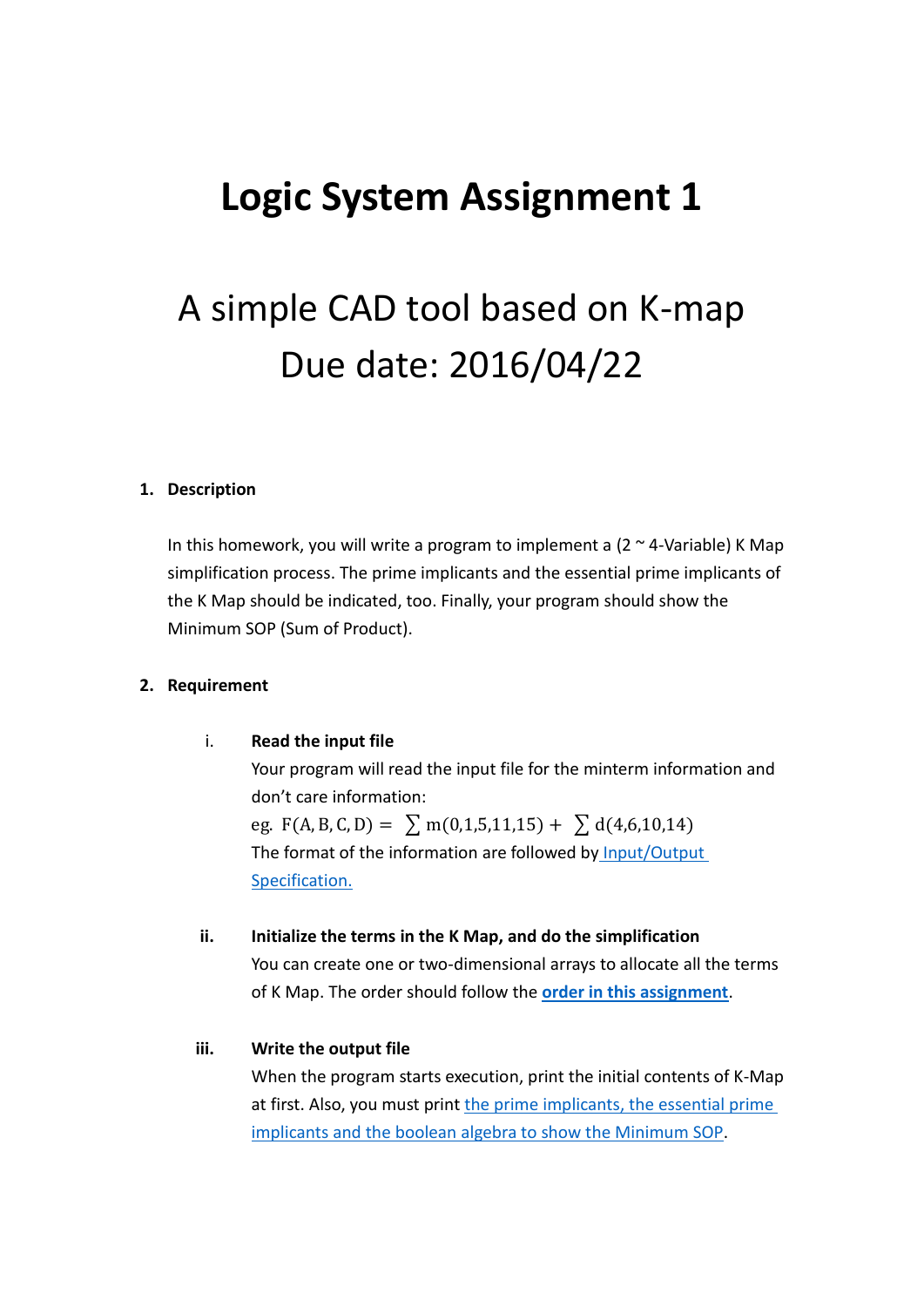# Logic System Assignment 1

## A simple CAD tool based on K-map
## Due date: 2016/04/22

1. **Description**

   In this homework, you will write a program to implement a (2 ~ 4-Variable) K Map simplification process. The prime implicants and the essential prime implicants of the K Map should be indicated, too. Finally, your program should show the Minimum SOP (Sum of Product).

2. **Requirement**

   i. **Read the input file**
      Your program will read the input file for the minterm information and don't care information:
      eg. $F(A, B, C, D) = \sum m(0,1,5,11,15) + \sum d(4,6,10,14)$
      The format of the information are followed by Input/Output Specification.

   ii. **Initialize the terms in the K Map, and do the simplification**
      You can create one or two-dimensional arrays to allocate all the terms of K Map. The order should follow the **order in this assignment**.

   iii. **Write the output file**
      When the program starts execution, print the initial contents of K-Map at first. Also, you must print the prime implicants, the essential prime implicants and the boolean algebra to show the Minimum SOP.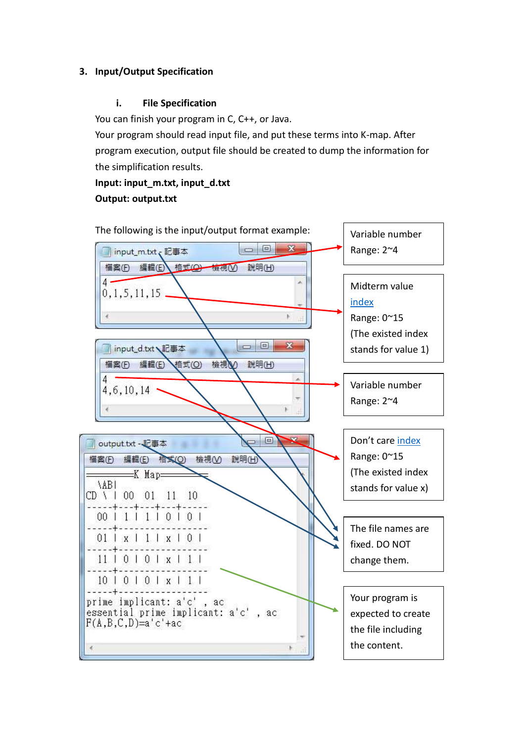## 3. Input/Output Specification

### i. File Specification

You can finish your program in C, C++, or Java.

Your program should read input file, and put these terms into K-map. After program execution, output file should be created to dump the information for the simplification results.

**Input: input_m.txt, input_d.txt**

**Output: output.txt**

The following is the input/output format example:

input_m.txt - 記事本

```
4
0,1,5,11,15
```

input_d.txt - 記事本

```
4
4,6,10,14
```

output.txt - 記事本

```
=======K Map=======
 \AB|
CD \ | 00  01  11  10
-----+---+---+---+-----
 00  | 1 | 1 | 0 | 0 |
-----+-----------------
 01  | x | 1 | x | 0 |
-----+-----------------
 11  | 0 | 0 | x | 1 |
-----+-----------------
 10  | 0 | 0 | x | 1 |
-----+-----------------
prime implicant: a'c' , ac
essential prime implicant: a'c' , ac
F(A,B,C,D)=a'c'+ac
```

Variable number
Range: 2~4

Midterm value index
Range: 0~15
(The existed index stands for value 1)

Variable number
Range: 2~4

Don't care index
Range: 0~15
(The existed index stands for value x)

The file names are fixed. DO NOT change them.

Your program is expected to create the file including the content.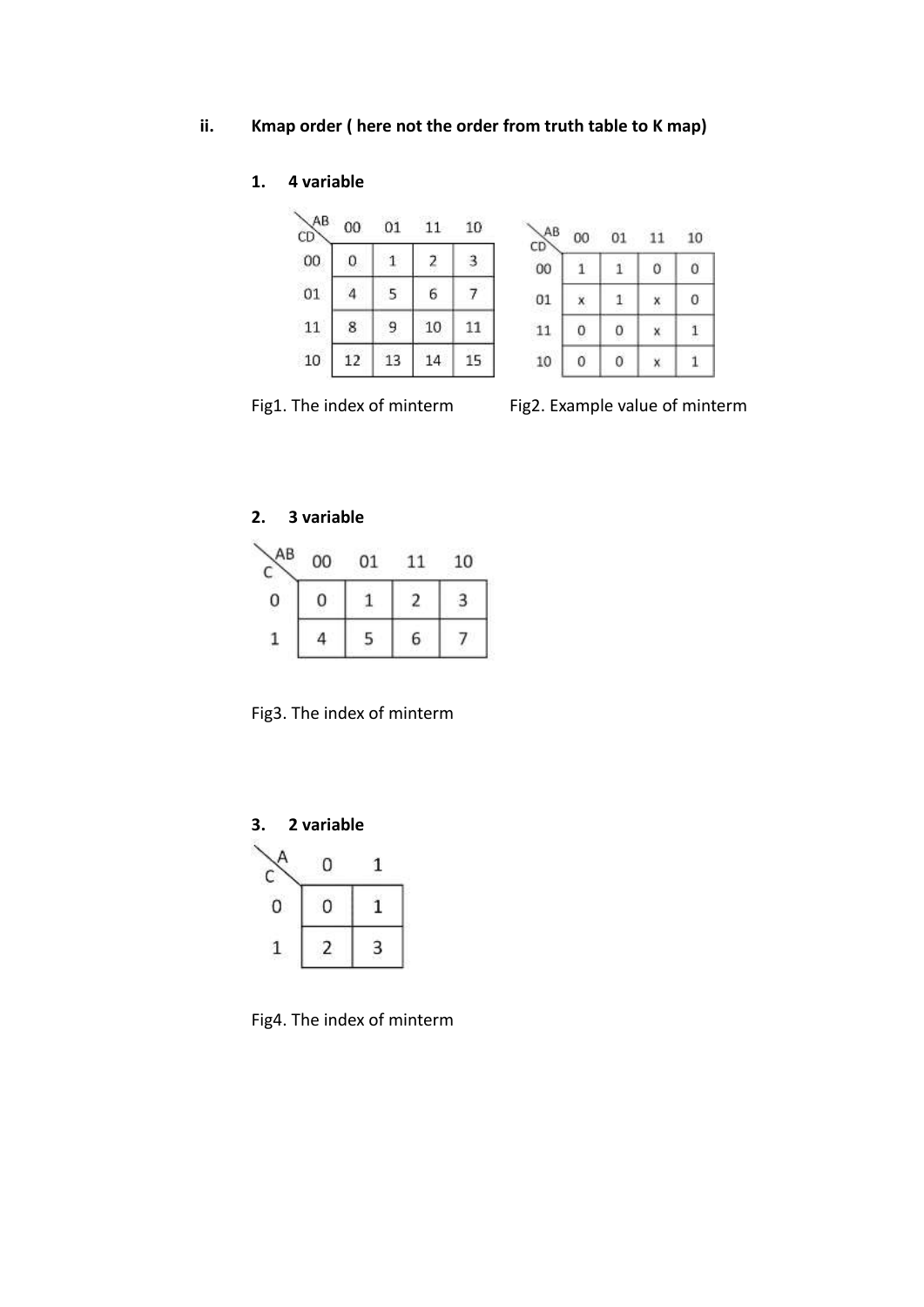ii. **Kmap order ( here not the order from truth table to K map)**

1. **4 variable**

| CD \ AB | 00 | 01 | 11 | 10 |
| --- | --- | --- | --- | --- |
| 00 | 0 | 1 | 2 | 3 |
| 01 | 4 | 5 | 6 | 7 |
| 11 | 8 | 9 | 10 | 11 |
| 10 | 12 | 13 | 14 | 15 |

Fig1. The index of minterm

| CD \ AB | 00 | 01 | 11 | 10 |
| --- | --- | --- | --- | --- |
| 00 | 1 | 1 | 0 | 0 |
| 01 | x | 1 | x | 0 |
| 11 | 0 | 0 | x | 1 |
| 10 | 0 | 0 | x | 1 |

Fig2. Example value of minterm

2. **3 variable**

| C \ AB | 00 | 01 | 11 | 10 |
| --- | --- | --- | --- | --- |
| 0 | 0 | 1 | 2 | 3 |
| 1 | 4 | 5 | 6 | 7 |

Fig3. The index of minterm

3. **2 variable**

| C \ A | 0 | 1 |
| --- | --- | --- |
| 0 | 0 | 1 |
| 1 | 2 | 3 |

Fig4. The index of minterm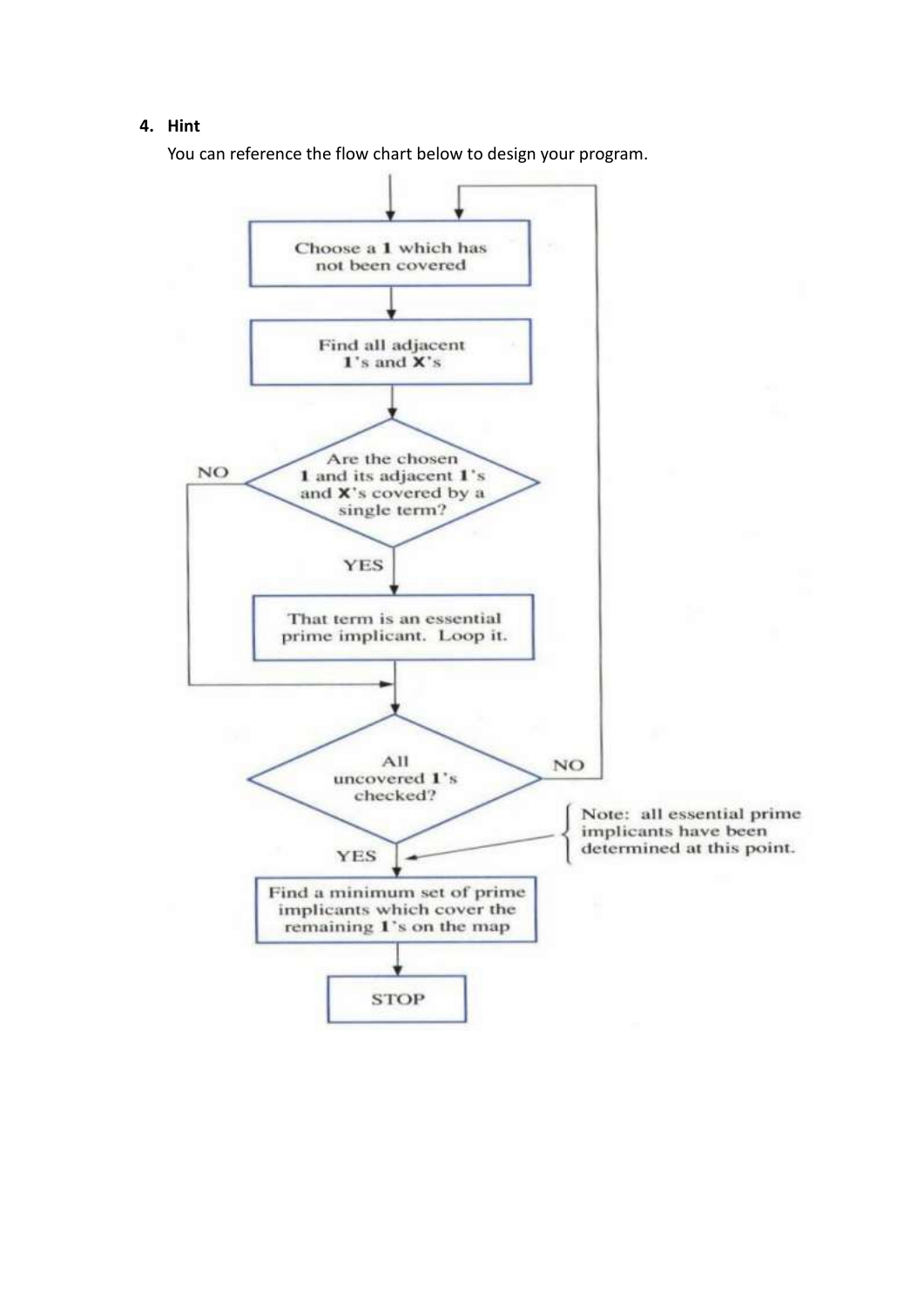**4. Hint**

You can reference the flow chart below to design your program.

Choose a **1** which has not been covered

Find all adjacent **1**'s and **X**'s

Are the chosen **1** and its adjacent **1**'s and **X**'s covered by a single term?

NO

YES

That term is an essential prime implicant. Loop it.

All uncovered **1**'s checked?

NO

YES

Note: all essential prime implicants have been determined at this point.

Find a minimum set of prime implicants which cover the remaining **1**'s on the map

STOP